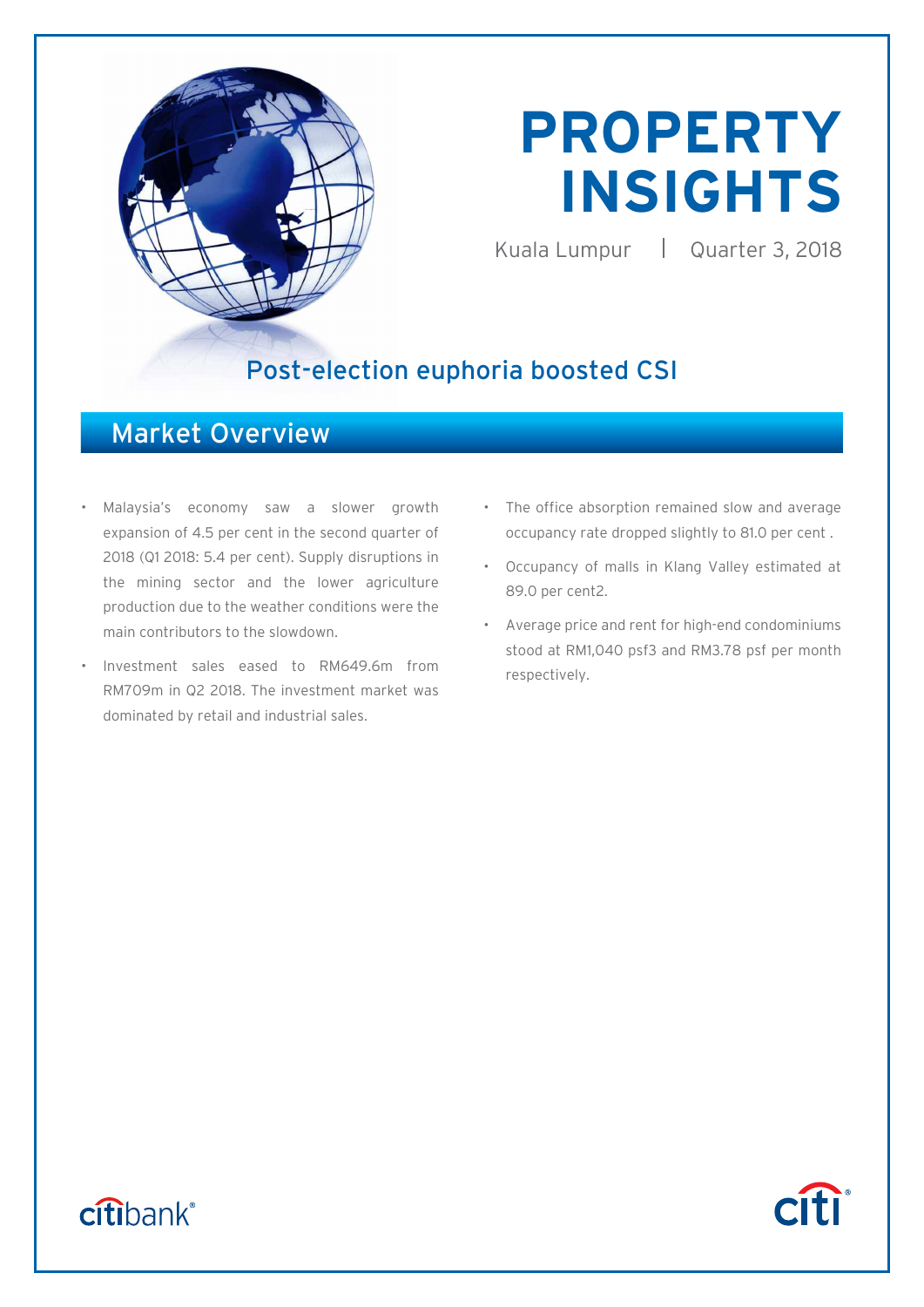# PROPERTY INSIGHTS

Kuala Lumpur | Quarter 3, 2018

## Post-election euphoria boosted CSI

## Market Overview

- Malaysia's economy saw a slower growth expansion of 4.5 per cent in the second quarter of 2018 (Q1 2018: 5.4 per cent). Supply disruptions in the mining sector and the lower agriculture production due to the weather conditions were the main contributors to the slowdown.
- Investment sales eased to RM649.6m from RM709m in Q2 2018. The investment market was dominated by retail and industrial sales.
- The office absorption remained slow and average occupancy rate dropped slightly to 81.0 per cent .
- Occupancy of malls in Klang Valley estimated at 89.0 per cent2.
- Average price and rent for high-end condominiums stood at RM1,040 psf3 and RM3.78 psf per month respectively.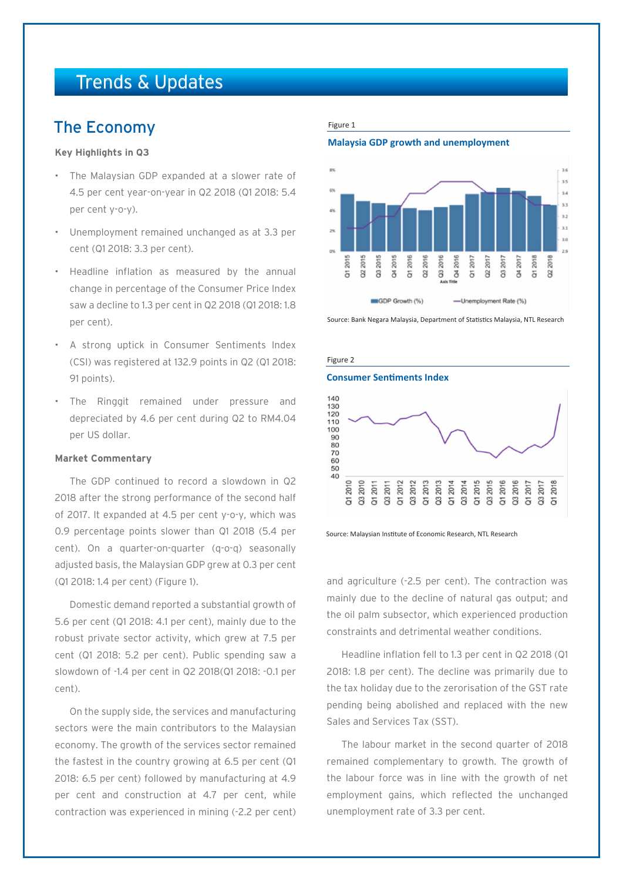# Trends & Updates

## The Economy

**Key Highlights in Q3**

- The Malaysian GDP expanded at a slower rate of 4.5 per cent year-on-year in Q2 2018 (Q1 2018: 5.4 per cent y-o-y).
- Unemployment remained unchanged as at 3.3 per cent (Q1 2018: 3.3 per cent).
- Headline inflation as measured by the annual change in percentage of the Consumer Price Index saw a decline to 1.3 per cent in Q2 2018 (Q1 2018: 1.8 per cent).
- A strong uptick in Consumer Sentiments Index (CSI) was registered at 132.9 points in Q2 (Q1 2018: 91 points).
- The Ringgit remained under pressure and depreciated by 4.6 per cent during Q2 to RM4.04 per US dollar.

**Market Commentary**

The GDP continued to record a slowdown in Q2 2018 after the strong performance of the second half of 2017. It expanded at 4.5 per cent y-o-y, which was 0.9 percentage points slower than Q1 2018 (5.4 per cent). On a quarter-on-quarter (q-o-q) seasonally adjusted basis, the Malaysian GDP grew at 0.3 per cent (Q1 2018: 1.4 per cent) (Figure 1).

Domestic demand reported a substantial growth of 5.6 per cent (Q1 2018: 4.1 per cent), mainly due to the robust private sector activity, which grew at 7.5 per cent (Q1 2018: 5.2 per cent). Public spending saw a slowdown of -1.4 per cent in Q2 2018(Q1 2018: -0.1 per cent).

On the supply side, the services and manufacturing sectors were the main contributors to the Malaysian economy. The growth of the services sector remained the fastest in the country growing at 6.5 per cent (Q1 2018: 6.5 per cent) followed by manufacturing at 4.9 per cent and construction at 4.7 per cent, while contraction was experienced in mining (-2.2 per cent) and agriculture (-2.5 per cent). The contraction was mainly due to the decline of natural gas output; and the oil palm subsector, which experienced production constraints and detrimental weather conditions.

Headline inflation fell to 1.3 per cent in Q2 2018 (Q1 2018: 1.8 per cent). The decline was primarily due to the tax holiday due to the zerorisation of the GST rate pending being abolished and replaced with the new Sales and Services Tax (SST).

The labour market in the second quarter of 2018 remained complementary to growth. The growth of the labour force was in line with the growth of net employment gains, which reflected the unchanged unemployment rate of 3.3 per cent.

Figure 1

**Malaysia GDP growth and unemployment**

Source: Bank Negara Malaysia, Department of Statistics Malaysia, NTL Research

Figure 2

**Consumer Sentiments Index**

Source: Malaysian Institute of Economic Research, NTL Research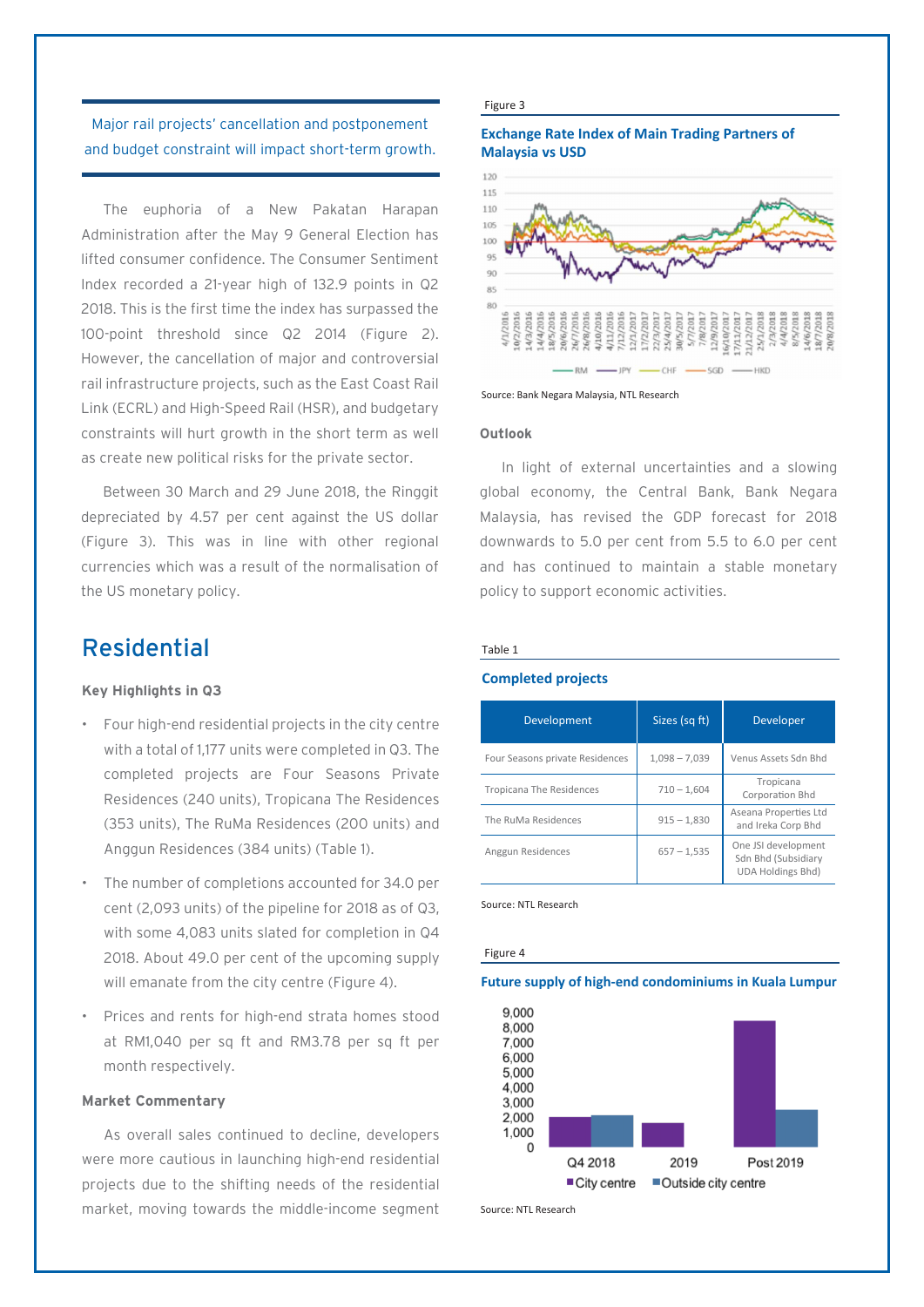Major rail projects' cancellation and postponement and budget constraint will impact short-term growth.

The euphoria of a New Pakatan Harapan Administration after the May 9 General Election has lifted consumer confidence. The Consumer Sentiment Index recorded a 21-year high of 132.9 points in Q2 2018. This is the first time the index has surpassed the 100-point threshold since Q2 2014 (Figure 2). However, the cancellation of major and controversial rail infrastructure projects, such as the East Coast Rail Link (ECRL) and High-Speed Rail (HSR), and budgetary constraints will hurt growth in the short term as well as create new political risks for the private sector.

Between 30 March and 29 June 2018, the Ringgit depreciated by 4.57 per cent against the US dollar (Figure 3). This was in line with other regional currencies which was a result of the normalisation of the US monetary policy.

Figure 3

**Exchange Rate Index of Main Trading Partners of Malaysia vs USD**

Source: Bank Negara Malaysia, NTL Research

### Outlook

In light of external uncertainties and a slowing global economy, the Central Bank, Bank Negara Malaysia, has revised the GDP forecast for 2018 downwards to 5.0 per cent from 5.5 to 6.0 per cent and has continued to maintain a stable monetary policy to support economic activities.

## Residential

### Key Highlights in Q3

- Four high-end residential projects in the city centre with a total of 1,177 units were completed in Q3. The completed projects are Four Seasons Private Residences (240 units), Tropicana The Residences (353 units), The RuMa Residences (200 units) and Anggun Residences (384 units) (Table 1).
- The number of completions accounted for 34.0 per cent (2,093 units) of the pipeline for 2018 as of Q3, with some 4,083 units slated for completion in Q4 2018. About 49.0 per cent of the upcoming supply will emanate from the city centre (Figure 4).
- Prices and rents for high-end strata homes stood at RM1,040 per sq ft and RM3.78 per sq ft per month respectively.

Table 1

**Completed projects**

| Development | Sizes (sq ft) | Developer |
|---|---|---|
| Four Seasons private Residences | 1,098 – 7,039 | Venus Assets Sdn Bhd |
| Tropicana The Residences | 710 – 1,604 | Tropicana Corporation Bhd |
| The RuMa Residences | 915 – 1,830 | Aseana Properties Ltd and Ireka Corp Bhd |
| Anggun Residences | 657 – 1,535 | One JSI development Sdn Bhd (Subsidiary UDA Holdings Bhd) |

Source: NTL Research

### Market Commentary

As overall sales continued to decline, developers were more cautious in launching high-end residential projects due to the shifting needs of the residential market, moving towards the middle-income segment

Figure 4

**Future supply of high-end condominiums in Kuala Lumpur**

Source: NTL Research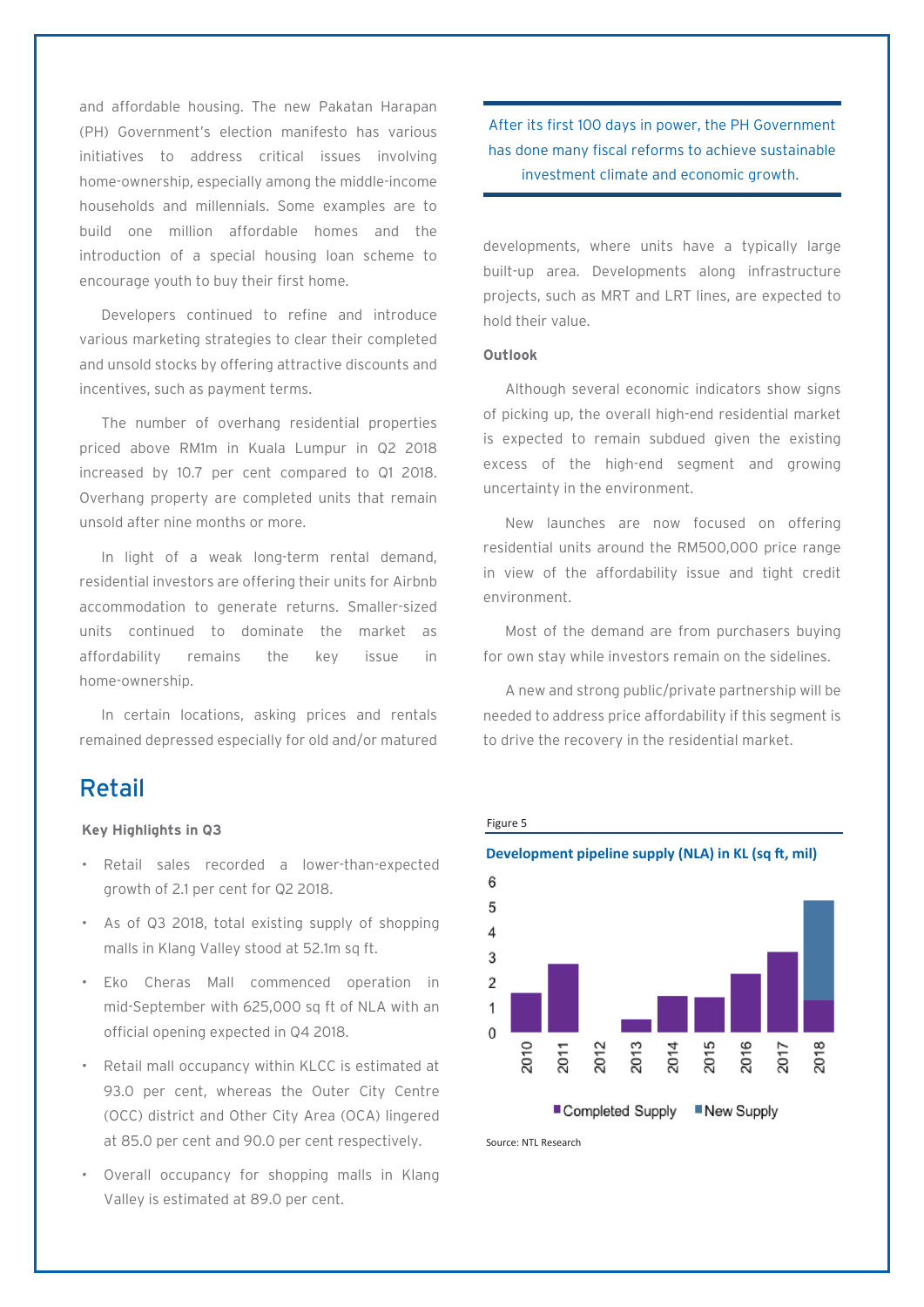and affordable housing. The new Pakatan Harapan (PH) Government's election manifesto has various initiatives to address critical issues involving home-ownership, especially among the middle-income households and millennials. Some examples are to build one million affordable homes and the introduction of a special housing loan scheme to encourage youth to buy their first home.

Developers continued to refine and introduce various marketing strategies to clear their completed and unsold stocks by offering attractive discounts and incentives, such as payment terms.

The number of overhang residential properties priced above RM1m in Kuala Lumpur in Q2 2018 increased by 10.7 per cent compared to Q1 2018. Overhang property are completed units that remain unsold after nine months or more.

In light of a weak long-term rental demand, residential investors are offering their units for Airbnb accommodation to generate returns. Smaller-sized units continued to dominate the market as affordability remains the key issue in home-ownership.

In certain locations, asking prices and rentals remained depressed especially for old and/or matured developments, where units have a typically large built-up area. Developments along infrastructure projects, such as MRT and LRT lines, are expected to hold their value.

> After its first 100 days in power, the PH Government has done many fiscal reforms to achieve sustainable investment climate and economic growth.

**Outlook**

Although several economic indicators show signs of picking up, the overall high-end residential market is expected to remain subdued given the existing excess of the high-end segment and growing uncertainty in the environment.

New launches are now focused on offering residential units around the RM500,000 price range in view of the affordability issue and tight credit environment.

Most of the demand are from purchasers buying for own stay while investors remain on the sidelines.

A new and strong public/private partnership will be needed to address price affordability if this segment is to drive the recovery in the residential market.

## Retail

**Key Highlights in Q3**

- Retail sales recorded a lower-than-expected growth of 2.1 per cent for Q2 2018.
- As of Q3 2018, total existing supply of shopping malls in Klang Valley stood at 52.1m sq ft.
- Eko Cheras Mall commenced operation in mid-September with 625,000 sq ft of NLA with an official opening expected in Q4 2018.
- Retail mall occupancy within KLCC is estimated at 93.0 per cent, whereas the Outer City Centre (OCC) district and Other City Area (OCA) lingered at 85.0 per cent and 90.0 per cent respectively.
- Overall occupancy for shopping malls in Klang Valley is estimated at 89.0 per cent.

Figure 5

**Development pipeline supply (NLA) in KL (sq ft, mil)**

Completed Supply | New Supply

Source: NTL Research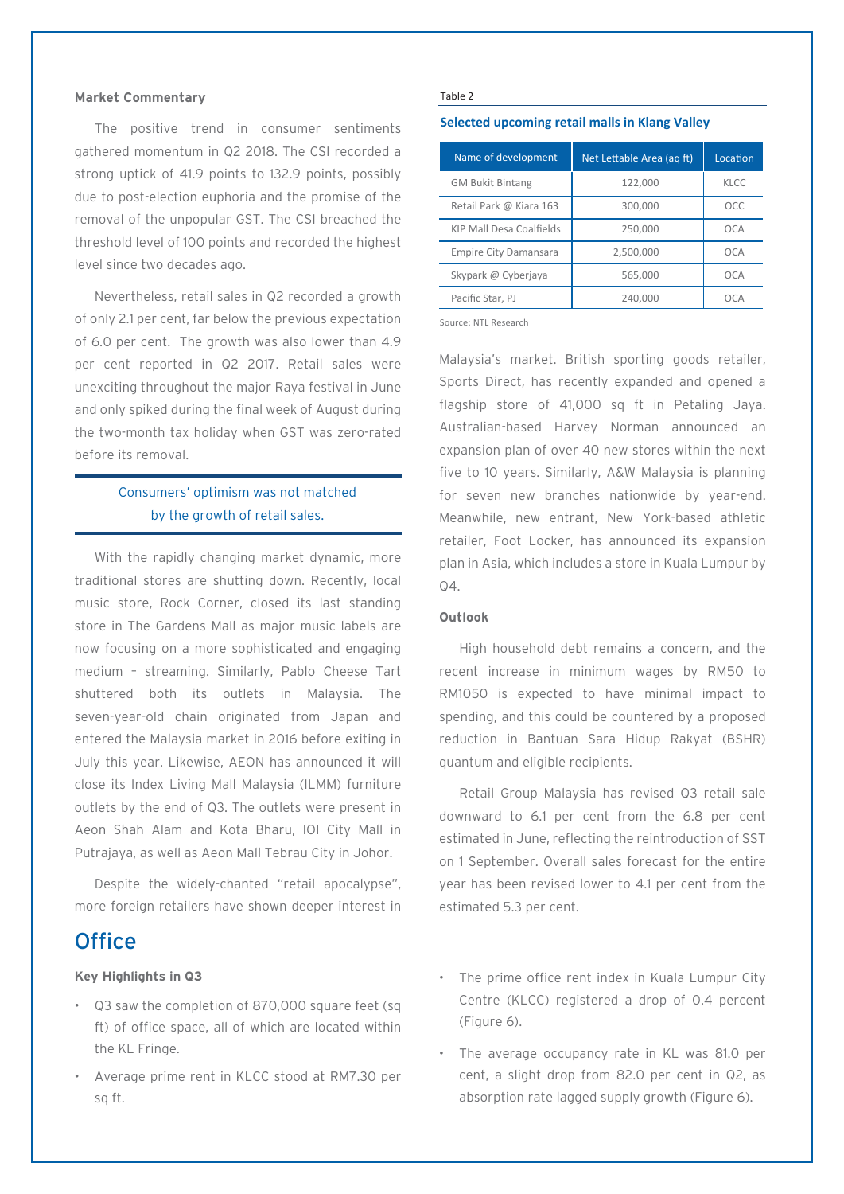**Market Commentary**

The positive trend in consumer sentiments gathered momentum in Q2 2018. The CSI recorded a strong uptick of 41.9 points to 132.9 points, possibly due to post-election euphoria and the promise of the removal of the unpopular GST. The CSI breached the threshold level of 100 points and recorded the highest level since two decades ago.

Nevertheless, retail sales in Q2 recorded a growth of only 2.1 per cent, far below the previous expectation of 6.0 per cent. The growth was also lower than 4.9 per cent reported in Q2 2017. Retail sales were unexciting throughout the major Raya festival in June and only spiked during the final week of August during the two-month tax holiday when GST was zero-rated before its removal.

> Consumers' optimism was not matched by the growth of retail sales.

With the rapidly changing market dynamic, more traditional stores are shutting down. Recently, local music store, Rock Corner, closed its last standing store in The Gardens Mall as major music labels are now focusing on a more sophisticated and engaging medium – streaming. Similarly, Pablo Cheese Tart shuttered both its outlets in Malaysia. The seven-year-old chain originated from Japan and entered the Malaysia market in 2016 before exiting in July this year. Likewise, AEON has announced it will close its Index Living Mall Malaysia (ILMM) furniture outlets by the end of Q3. The outlets were present in Aeon Shah Alam and Kota Bharu, IOI City Mall in Putrajaya, as well as Aeon Mall Tebrau City in Johor.

Despite the widely-chanted "retail apocalypse", more foreign retailers have shown deeper interest in Malaysia's market. British sporting goods retailer, Sports Direct, has recently expanded and opened a flagship store of 41,000 sq ft in Petaling Jaya. Australian-based Harvey Norman announced an expansion plan of over 40 new stores within the next five to 10 years. Similarly, A&W Malaysia is planning for seven new branches nationwide by year-end. Meanwhile, new entrant, New York-based athletic retailer, Foot Locker, has announced its expansion plan in Asia, which includes a store in Kuala Lumpur by Q4.

Table 2

**Selected upcoming retail malls in Klang Valley**

| Name of development | Net Lettable Area (aq ft) | Location |
|---|---|---|
| GM Bukit Bintang | 122,000 | KLCC |
| Retail Park @ Kiara 163 | 300,000 | OCC |
| KIP Mall Desa Coalfields | 250,000 | OCA |
| Empire City Damansara | 2,500,000 | OCA |
| Skypark @ Cyberjaya | 565,000 | OCA |
| Pacific Star, PJ | 240,000 | OCA |

Source: NTL Research

**Outlook**

High household debt remains a concern, and the recent increase in minimum wages by RM50 to RM1050 is expected to have minimal impact to spending, and this could be countered by a proposed reduction in Bantuan Sara Hidup Rakyat (BSHR) quantum and eligible recipients.

Retail Group Malaysia has revised Q3 retail sale downward to 6.1 per cent from the 6.8 per cent estimated in June, reflecting the reintroduction of SST on 1 September. Overall sales forecast for the entire year has been revised lower to 4.1 per cent from the estimated 5.3 per cent.

# Office

**Key Highlights in Q3**

- Q3 saw the completion of 870,000 square feet (sq ft) of office space, all of which are located within the KL Fringe.
- Average prime rent in KLCC stood at RM7.30 per sq ft.
- The prime office rent index in Kuala Lumpur City Centre (KLCC) registered a drop of 0.4 percent (Figure 6).
- The average occupancy rate in KL was 81.0 per cent, a slight drop from 82.0 per cent in Q2, as absorption rate lagged supply growth (Figure 6).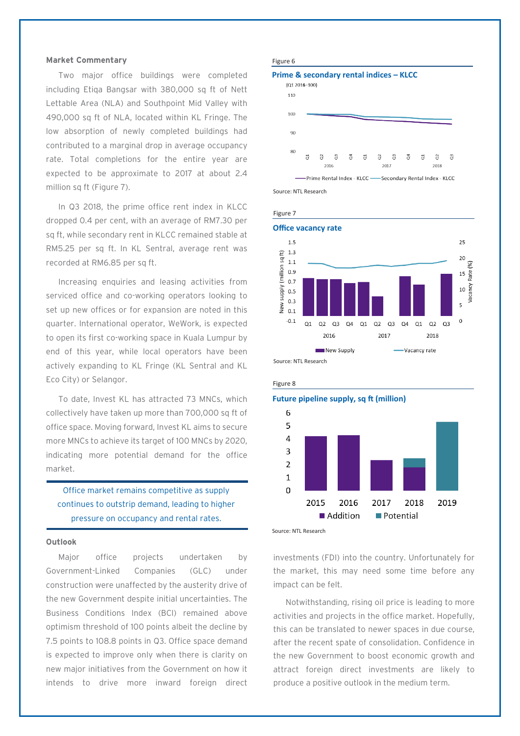### Market Commentary

Two major office buildings were completed including Etiqa Bangsar with 380,000 sq ft of Nett Lettable Area (NLA) and Southpoint Mid Valley with 490,000 sq ft of NLA, located within KL Fringe. The low absorption of newly completed buildings had contributed to a marginal drop in average occupancy rate. Total completions for the entire year are expected to be approximate to 2017 at about 2.4 million sq ft (Figure 7).

In Q3 2018, the prime office rent index in KLCC dropped 0.4 per cent, with an average of RM7.30 per sq ft, while secondary rent in KLCC remained stable at RM5.25 per sq ft. In KL Sentral, average rent was recorded at RM6.85 per sq ft.

Increasing enquiries and leasing activities from serviced office and co-working operators looking to set up new offices or for expansion are noted in this quarter. International operator, WeWork, is expected to open its first co-working space in Kuala Lumpur by end of this year, while local operators have been actively expanding to KL Fringe (KL Sentral and KL Eco City) or Selangor.

To date, Invest KL has attracted 73 MNCs, which collectively have taken up more than 700,000 sq ft of office space. Moving forward, Invest KL aims to secure more MNCs to achieve its target of 100 MNCs by 2020, indicating more potential demand for the office market.

> Office market remains competitive as supply continues to outstrip demand, leading to higher pressure on occupancy and rental rates.

### Outlook

Major office projects undertaken by Government-Linked Companies (GLC) under construction were unaffected by the austerity drive of the new Government despite initial uncertainties. The Business Conditions Index (BCI) remained above optimism threshold of 100 points albeit the decline by 7.5 points to 108.8 points in Q3. Office space demand is expected to improve only when there is clarity on new major initiatives from the Government on how it intends to drive more inward foreign direct investments (FDI) into the country. Unfortunately for the market, this may need some time before any impact can be felt.

Notwithstanding, rising oil price is leading to more activities and projects in the office market. Hopefully, this can be translated to newer spaces in due course, after the recent spate of consolidation. Confidence in the new Government to boost economic growth and attract foreign direct investments are likely to produce a positive outlook in the medium term.

Figure 6

**Prime & secondary rental indices – KLCC**

(Q1 2016=100)

Prime Rental Index - KLCC / Secondary Rental Index - KLCC

Source: NTL Research

Figure 7

**Office vacancy rate**

New Supply / Vacancy rate

Source: NTL Research

Figure 8

**Future pipeline supply, sq ft (million)**

Addition / Potential

Source: NTL Research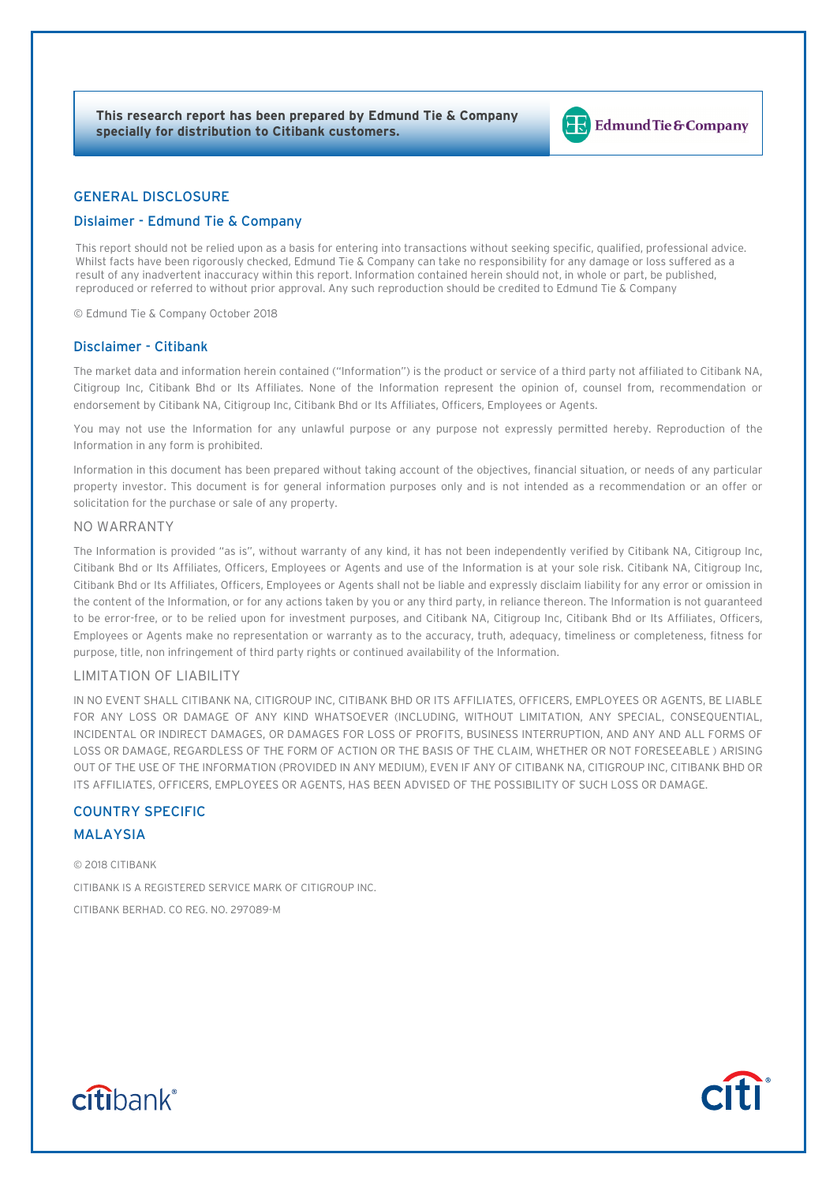**This research report has been prepared by Edmund Tie & Company specially for distribution to Citibank customers.**

Edmund Tie & Company

## GENERAL DISCLOSURE

### Dislaimer - Edmund Tie & Company

This report should not be relied upon as a basis for entering into transactions without seeking specific, qualified, professional advice. Whilst facts have been rigorously checked, Edmund Tie & Company can take no responsibility for any damage or loss suffered as a result of any inadvertent inaccuracy within this report. Information contained herein should not, in whole or part, be published, reproduced or referred to without prior approval. Any such reproduction should be credited to Edmund Tie & Company

© Edmund Tie & Company October 2018

### Disclaimer - Citibank

The market data and information herein contained ("Information") is the product or service of a third party not affiliated to Citibank NA, Citigroup Inc, Citibank Bhd or Its Affiliates. None of the Information represent the opinion of, counsel from, recommendation or endorsement by Citibank NA, Citigroup Inc, Citibank Bhd or Its Affiliates, Officers, Employees or Agents.

You may not use the Information for any unlawful purpose or any purpose not expressly permitted hereby. Reproduction of the Information in any form is prohibited.

Information in this document has been prepared without taking account of the objectives, financial situation, or needs of any particular property investor. This document is for general information purposes only and is not intended as a recommendation or an offer or solicitation for the purchase or sale of any property.

#### NO WARRANTY

The Information is provided "as is", without warranty of any kind, it has not been independently verified by Citibank NA, Citigroup Inc, Citibank Bhd or Its Affiliates, Officers, Employees or Agents and use of the Information is at your sole risk. Citibank NA, Citigroup Inc, Citibank Bhd or Its Affiliates, Officers, Employees or Agents shall not be liable and expressly disclaim liability for any error or omission in the content of the Information, or for any actions taken by you or any third party, in reliance thereon. The Information is not guaranteed to be error-free, or to be relied upon for investment purposes, and Citibank NA, Citigroup Inc, Citibank Bhd or Its Affiliates, Officers, Employees or Agents make no representation or warranty as to the accuracy, truth, adequacy, timeliness or completeness, fitness for purpose, title, non infringement of third party rights or continued availability of the Information.

#### LIMITATION OF LIABILITY

IN NO EVENT SHALL CITIBANK NA, CITIGROUP INC, CITIBANK BHD OR ITS AFFILIATES, OFFICERS, EMPLOYEES OR AGENTS, BE LIABLE FOR ANY LOSS OR DAMAGE OF ANY KIND WHATSOEVER (INCLUDING, WITHOUT LIMITATION, ANY SPECIAL, CONSEQUENTIAL, INCIDENTAL OR INDIRECT DAMAGES, OR DAMAGES FOR LOSS OF PROFITS, BUSINESS INTERRUPTION, AND ANY AND ALL FORMS OF LOSS OR DAMAGE, REGARDLESS OF THE FORM OF ACTION OR THE BASIS OF THE CLAIM, WHETHER OR NOT FORESEEABLE ) ARISING OUT OF THE USE OF THE INFORMATION (PROVIDED IN ANY MEDIUM), EVEN IF ANY OF CITIBANK NA, CITIGROUP INC, CITIBANK BHD OR ITS AFFILIATES, OFFICERS, EMPLOYEES OR AGENTS, HAS BEEN ADVISED OF THE POSSIBILITY OF SUCH LOSS OR DAMAGE.

## COUNTRY SPECIFIC

### MALAYSIA

© 2018 CITIBANK

CITIBANK IS A REGISTERED SERVICE MARK OF CITIGROUP INC.

CITIBANK BERHAD. CO REG. NO. 297089-M

citibank®

citi®